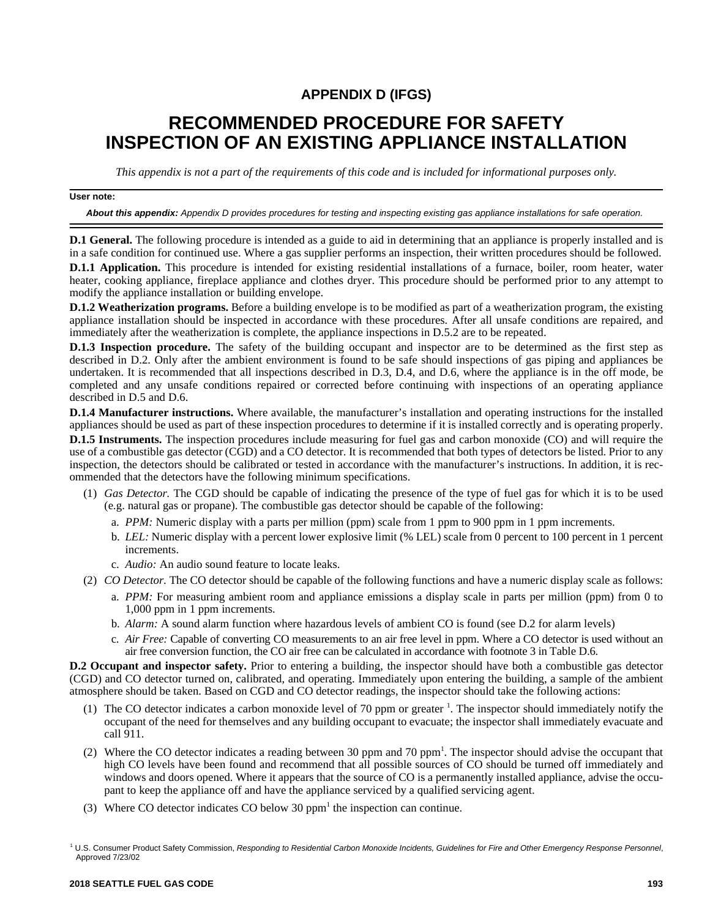## APPENDIX D (IFGS)

# RECOMMENDED PROCEDURE FOR SAFETY INSPECTION OF AN EXISTING APPLIANCE INSTALLATION

*This appendix is not a part of the requirements of this code and is included for informational purposes only.*

**User note:**

***About this appendix:*** *Appendix D provides procedures for testing and inspecting existing gas appliance installations for safe operation.*

**D.1 General.** The following procedure is intended as a guide to aid in determining that an appliance is properly installed and is in a safe condition for continued use. Where a gas supplier performs an inspection, their written procedures should be followed.

**D.1.1 Application.** This procedure is intended for existing residential installations of a furnace, boiler, room heater, water heater, cooking appliance, fireplace appliance and clothes dryer. This procedure should be performed prior to any attempt to modify the appliance installation or building envelope.

**D.1.2 Weatherization programs.** Before a building envelope is to be modified as part of a weatherization program, the existing appliance installation should be inspected in accordance with these procedures. After all unsafe conditions are repaired, and immediately after the weatherization is complete, the appliance inspections in D.5.2 are to be repeated.

**D.1.3 Inspection procedure.** The safety of the building occupant and inspector are to be determined as the first step as described in D.2. Only after the ambient environment is found to be safe should inspections of gas piping and appliances be undertaken. It is recommended that all inspections described in D.3, D.4, and D.6, where the appliance is in the off mode, be completed and any unsafe conditions repaired or corrected before continuing with inspections of an operating appliance described in D.5 and D.6.

**D.1.4 Manufacturer instructions.** Where available, the manufacturer's installation and operating instructions for the installed appliances should be used as part of these inspection procedures to determine if it is installed correctly and is operating properly.

**D.1.5 Instruments.** The inspection procedures include measuring for fuel gas and carbon monoxide (CO) and will require the use of a combustible gas detector (CGD) and a CO detector. It is recommended that both types of detectors be listed. Prior to any inspection, the detectors should be calibrated or tested in accordance with the manufacturer's instructions. In addition, it is recommended that the detectors have the following minimum specifications.

(1) *Gas Detector.* The CGD should be capable of indicating the presence of the type of fuel gas for which it is to be used (e.g. natural gas or propane). The combustible gas detector should be capable of the following:

   a. *PPM:* Numeric display with a parts per million (ppm) scale from 1 ppm to 900 ppm in 1 ppm increments.

   b. *LEL:* Numeric display with a percent lower explosive limit (% LEL) scale from 0 percent to 100 percent in 1 percent increments.

   c. *Audio:* An audio sound feature to locate leaks.

(2) *CO Detector.* The CO detector should be capable of the following functions and have a numeric display scale as follows:

   a. *PPM:* For measuring ambient room and appliance emissions a display scale in parts per million (ppm) from 0 to 1,000 ppm in 1 ppm increments.

   b. *Alarm:* A sound alarm function where hazardous levels of ambient CO is found (see D.2 for alarm levels)

   c. *Air Free:* Capable of converting CO measurements to an air free level in ppm. Where a CO detector is used without an air free conversion function, the CO air free can be calculated in accordance with footnote 3 in Table D.6.

**D.2 Occupant and inspector safety.** Prior to entering a building, the inspector should have both a combustible gas detector (CGD) and CO detector turned on, calibrated, and operating. Immediately upon entering the building, a sample of the ambient atmosphere should be taken. Based on CGD and CO detector readings, the inspector should take the following actions:

(1) The CO detector indicates a carbon monoxide level of 70 ppm or greater [1]. The inspector should immediately notify the occupant of the need for themselves and any building occupant to evacuate; the inspector shall immediately evacuate and call 911.

(2) Where the CO detector indicates a reading between 30 ppm and 70 ppm[1]. The inspector should advise the occupant that high CO levels have been found and recommend that all possible sources of CO should be turned off immediately and windows and doors opened. Where it appears that the source of CO is a permanently installed appliance, advise the occupant to keep the appliance off and have the appliance serviced by a qualified servicing agent.

(3) Where CO detector indicates CO below 30 ppm[1] the inspection can continue.

[1] U.S. Consumer Product Safety Commission, *Responding to Residential Carbon Monoxide Incidents, Guidelines for Fire and Other Emergency Response Personnel*, Approved 7/23/02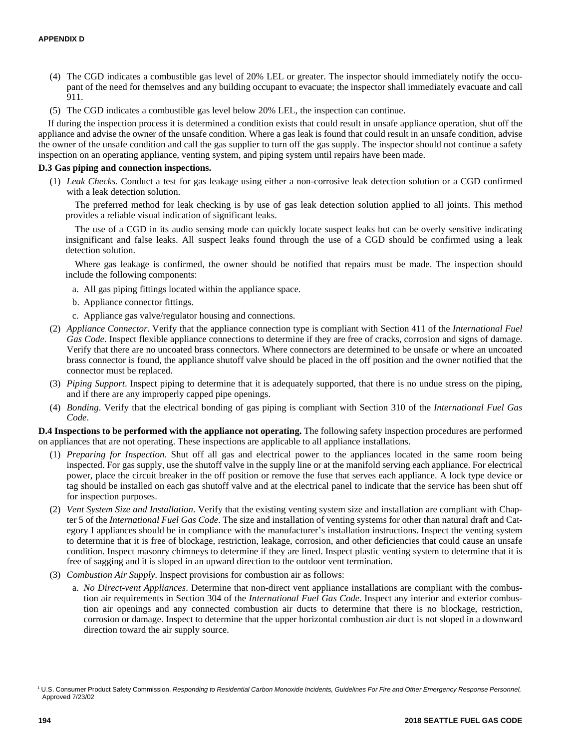(4) The CGD indicates a combustible gas level of 20% LEL or greater. The inspector should immediately notify the occupant of the need for themselves and any building occupant to evacuate; the inspector shall immediately evacuate and call 911.

(5) The CGD indicates a combustible gas level below 20% LEL, the inspection can continue.

If during the inspection process it is determined a condition exists that could result in unsafe appliance operation, shut off the appliance and advise the owner of the unsafe condition. Where a gas leak is found that could result in an unsafe condition, advise the owner of the unsafe condition and call the gas supplier to turn off the gas supply. The inspector should not continue a safety inspection on an operating appliance, venting system, and piping system until repairs have been made.

**D.3 Gas piping and connection inspections.**

(1) *Leak Checks.* Conduct a test for gas leakage using either a non-corrosive leak detection solution or a CGD confirmed with a leak detection solution.

The preferred method for leak checking is by use of gas leak detection solution applied to all joints. This method provides a reliable visual indication of significant leaks.

The use of a CGD in its audio sensing mode can quickly locate suspect leaks but can be overly sensitive indicating insignificant and false leaks. All suspect leaks found through the use of a CGD should be confirmed using a leak detection solution.

Where gas leakage is confirmed, the owner should be notified that repairs must be made. The inspection should include the following components:

a. All gas piping fittings located within the appliance space.

b. Appliance connector fittings.

c. Appliance gas valve/regulator housing and connections.

(2) *Appliance Connector*. Verify that the appliance connection type is compliant with Section 411 of the *International Fuel Gas Code*. Inspect flexible appliance connections to determine if they are free of cracks, corrosion and signs of damage. Verify that there are no uncoated brass connectors. Where connectors are determined to be unsafe or where an uncoated brass connector is found, the appliance shutoff valve should be placed in the off position and the owner notified that the connector must be replaced.

(3) *Piping Support*. Inspect piping to determine that it is adequately supported, that there is no undue stress on the piping, and if there are any improperly capped pipe openings.

(4) *Bonding*. Verify that the electrical bonding of gas piping is compliant with Section 310 of the *International Fuel Gas Code*.

**D.4 Inspections to be performed with the appliance not operating.** The following safety inspection procedures are performed on appliances that are not operating. These inspections are applicable to all appliance installations.

(1) *Preparing for Inspection*. Shut off all gas and electrical power to the appliances located in the same room being inspected. For gas supply, use the shutoff valve in the supply line or at the manifold serving each appliance. For electrical power, place the circuit breaker in the off position or remove the fuse that serves each appliance. A lock type device or tag should be installed on each gas shutoff valve and at the electrical panel to indicate that the service has been shut off for inspection purposes.

(2) *Vent System Size and Installation*. Verify that the existing venting system size and installation are compliant with Chapter 5 of the *International Fuel Gas Code*. The size and installation of venting systems for other than natural draft and Category I appliances should be in compliance with the manufacturer's installation instructions. Inspect the venting system to determine that it is free of blockage, restriction, leakage, corrosion, and other deficiencies that could cause an unsafe condition. Inspect masonry chimneys to determine if they are lined. Inspect plastic venting system to determine that it is free of sagging and it is sloped in an upward direction to the outdoor vent termination.

(3) *Combustion Air Supply*. Inspect provisions for combustion air as follows:

a. *No Direct-vent Appliances*. Determine that non-direct vent appliance installations are compliant with the combustion air requirements in Section 304 of the *International Fuel Gas Code*. Inspect any interior and exterior combustion air openings and any connected combustion air ducts to determine that there is no blockage, restriction, corrosion or damage. Inspect to determine that the upper horizontal combustion air duct is not sloped in a downward direction toward the air supply source.

[1] U.S. Consumer Product Safety Commission, *Responding to Residential Carbon Monoxide Incidents, Guidelines For Fire and Other Emergency Response Personnel,* Approved 7/23/02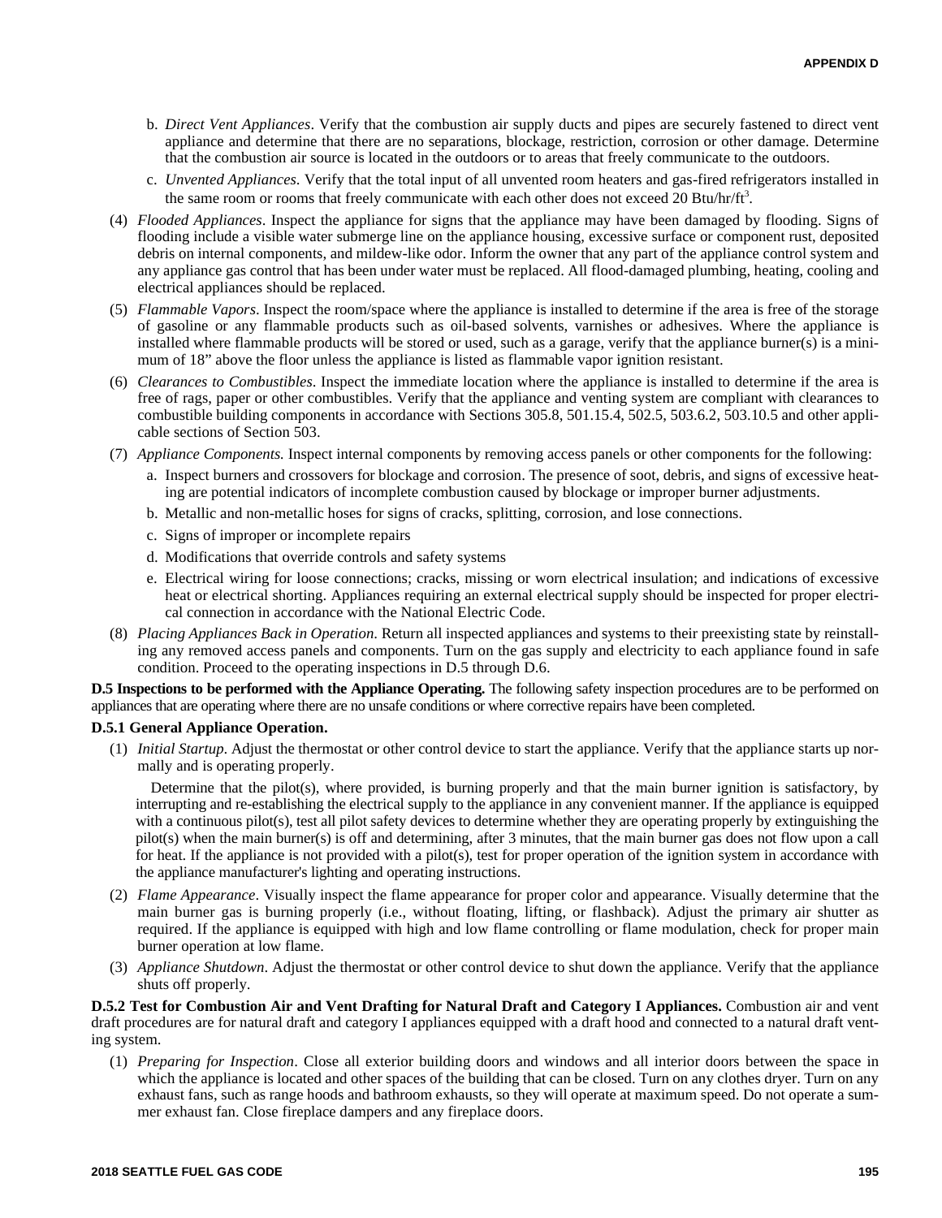b. *Direct Vent Appliances*. Verify that the combustion air supply ducts and pipes are securely fastened to direct vent appliance and determine that there are no separations, blockage, restriction, corrosion or other damage. Determine that the combustion air source is located in the outdoors or to areas that freely communicate to the outdoors.

c. *Unvented Appliances*. Verify that the total input of all unvented room heaters and gas-fired refrigerators installed in the same room or rooms that freely communicate with each other does not exceed 20 Btu/hr/ft$^3$.

(4) *Flooded Appliances*. Inspect the appliance for signs that the appliance may have been damaged by flooding. Signs of flooding include a visible water submerge line on the appliance housing, excessive surface or component rust, deposited debris on internal components, and mildew-like odor. Inform the owner that any part of the appliance control system and any appliance gas control that has been under water must be replaced. All flood-damaged plumbing, heating, cooling and electrical appliances should be replaced.

(5) *Flammable Vapors*. Inspect the room/space where the appliance is installed to determine if the area is free of the storage of gasoline or any flammable products such as oil-based solvents, varnishes or adhesives. Where the appliance is installed where flammable products will be stored or used, such as a garage, verify that the appliance burner(s) is a minimum of 18" above the floor unless the appliance is listed as flammable vapor ignition resistant.

(6) *Clearances to Combustibles*. Inspect the immediate location where the appliance is installed to determine if the area is free of rags, paper or other combustibles. Verify that the appliance and venting system are compliant with clearances to combustible building components in accordance with Sections 305.8, 501.15.4, 502.5, 503.6.2, 503.10.5 and other applicable sections of Section 503.

(7) *Appliance Components.* Inspect internal components by removing access panels or other components for the following:

a. Inspect burners and crossovers for blockage and corrosion. The presence of soot, debris, and signs of excessive heating are potential indicators of incomplete combustion caused by blockage or improper burner adjustments.

b. Metallic and non-metallic hoses for signs of cracks, splitting, corrosion, and lose connections.

c. Signs of improper or incomplete repairs

d. Modifications that override controls and safety systems

e. Electrical wiring for loose connections; cracks, missing or worn electrical insulation; and indications of excessive heat or electrical shorting. Appliances requiring an external electrical supply should be inspected for proper electrical connection in accordance with the National Electric Code.

(8) *Placing Appliances Back in Operation*. Return all inspected appliances and systems to their preexisting state by reinstalling any removed access panels and components. Turn on the gas supply and electricity to each appliance found in safe condition. Proceed to the operating inspections in D.5 through D.6.

**D.5 Inspections to be performed with the Appliance Operating.** The following safety inspection procedures are to be performed on appliances that are operating where there are no unsafe conditions or where corrective repairs have been completed.

**D.5.1 General Appliance Operation.**

(1) *Initial Startup*. Adjust the thermostat or other control device to start the appliance. Verify that the appliance starts up normally and is operating properly.

Determine that the pilot(s), where provided, is burning properly and that the main burner ignition is satisfactory, by interrupting and re-establishing the electrical supply to the appliance in any convenient manner. If the appliance is equipped with a continuous pilot(s), test all pilot safety devices to determine whether they are operating properly by extinguishing the pilot(s) when the main burner(s) is off and determining, after 3 minutes, that the main burner gas does not flow upon a call for heat. If the appliance is not provided with a pilot(s), test for proper operation of the ignition system in accordance with the appliance manufacturer's lighting and operating instructions.

(2) *Flame Appearance*. Visually inspect the flame appearance for proper color and appearance. Visually determine that the main burner gas is burning properly (i.e., without floating, lifting, or flashback). Adjust the primary air shutter as required. If the appliance is equipped with high and low flame controlling or flame modulation, check for proper main burner operation at low flame.

(3) *Appliance Shutdown*. Adjust the thermostat or other control device to shut down the appliance. Verify that the appliance shuts off properly.

**D.5.2 Test for Combustion Air and Vent Drafting for Natural Draft and Category I Appliances.** Combustion air and vent draft procedures are for natural draft and category I appliances equipped with a draft hood and connected to a natural draft venting system.

(1) *Preparing for Inspection*. Close all exterior building doors and windows and all interior doors between the space in which the appliance is located and other spaces of the building that can be closed. Turn on any clothes dryer. Turn on any exhaust fans, such as range hoods and bathroom exhausts, so they will operate at maximum speed. Do not operate a summer exhaust fan. Close fireplace dampers and any fireplace doors.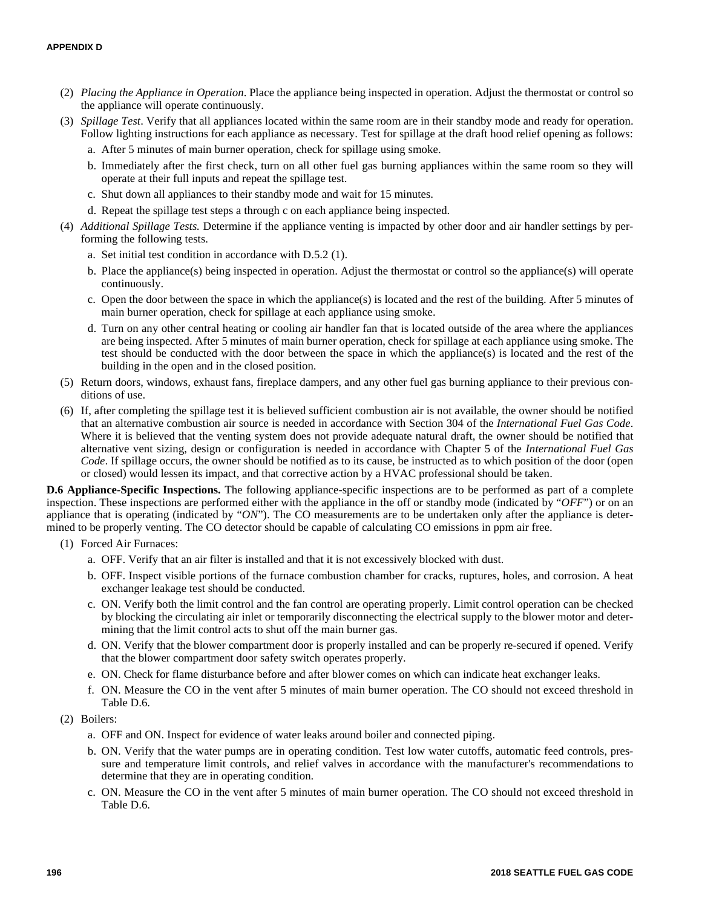(2) *Placing the Appliance in Operation*. Place the appliance being inspected in operation. Adjust the thermostat or control so the appliance will operate continuously.

(3) *Spillage Test*. Verify that all appliances located within the same room are in their standby mode and ready for operation. Follow lighting instructions for each appliance as necessary. Test for spillage at the draft hood relief opening as follows:

   a. After 5 minutes of main burner operation, check for spillage using smoke.

   b. Immediately after the first check, turn on all other fuel gas burning appliances within the same room so they will operate at their full inputs and repeat the spillage test.

   c. Shut down all appliances to their standby mode and wait for 15 minutes.

   d. Repeat the spillage test steps a through c on each appliance being inspected.

(4) *Additional Spillage Tests.* Determine if the appliance venting is impacted by other door and air handler settings by performing the following tests.

   a. Set initial test condition in accordance with D.5.2 (1).

   b. Place the appliance(s) being inspected in operation. Adjust the thermostat or control so the appliance(s) will operate continuously.

   c. Open the door between the space in which the appliance(s) is located and the rest of the building. After 5 minutes of main burner operation, check for spillage at each appliance using smoke.

   d. Turn on any other central heating or cooling air handler fan that is located outside of the area where the appliances are being inspected. After 5 minutes of main burner operation, check for spillage at each appliance using smoke. The test should be conducted with the door between the space in which the appliance(s) is located and the rest of the building in the open and in the closed position.

(5) Return doors, windows, exhaust fans, fireplace dampers, and any other fuel gas burning appliance to their previous conditions of use.

(6) If, after completing the spillage test it is believed sufficient combustion air is not available, the owner should be notified that an alternative combustion air source is needed in accordance with Section 304 of the *International Fuel Gas Code*. Where it is believed that the venting system does not provide adequate natural draft, the owner should be notified that alternative vent sizing, design or configuration is needed in accordance with Chapter 5 of the *International Fuel Gas Code*. If spillage occurs, the owner should be notified as to its cause, be instructed as to which position of the door (open or closed) would lessen its impact, and that corrective action by a HVAC professional should be taken.

**D.6 Appliance-Specific Inspections.** The following appliance-specific inspections are to be performed as part of a complete inspection. These inspections are performed either with the appliance in the off or standby mode (indicated by "*OFF*") or on an appliance that is operating (indicated by "*ON*"). The CO measurements are to be undertaken only after the appliance is determined to be properly venting. The CO detector should be capable of calculating CO emissions in ppm air free.

(1) Forced Air Furnaces:

   a. OFF. Verify that an air filter is installed and that it is not excessively blocked with dust.

   b. OFF. Inspect visible portions of the furnace combustion chamber for cracks, ruptures, holes, and corrosion. A heat exchanger leakage test should be conducted.

   c. ON. Verify both the limit control and the fan control are operating properly. Limit control operation can be checked by blocking the circulating air inlet or temporarily disconnecting the electrical supply to the blower motor and determining that the limit control acts to shut off the main burner gas.

   d. ON. Verify that the blower compartment door is properly installed and can be properly re-secured if opened. Verify that the blower compartment door safety switch operates properly.

   e. ON. Check for flame disturbance before and after blower comes on which can indicate heat exchanger leaks.

   f. ON. Measure the CO in the vent after 5 minutes of main burner operation. The CO should not exceed threshold in Table D.6.

(2) Boilers:

   a. OFF and ON. Inspect for evidence of water leaks around boiler and connected piping.

   b. ON. Verify that the water pumps are in operating condition. Test low water cutoffs, automatic feed controls, pressure and temperature limit controls, and relief valves in accordance with the manufacturer's recommendations to determine that they are in operating condition.

   c. ON. Measure the CO in the vent after 5 minutes of main burner operation. The CO should not exceed threshold in Table D.6.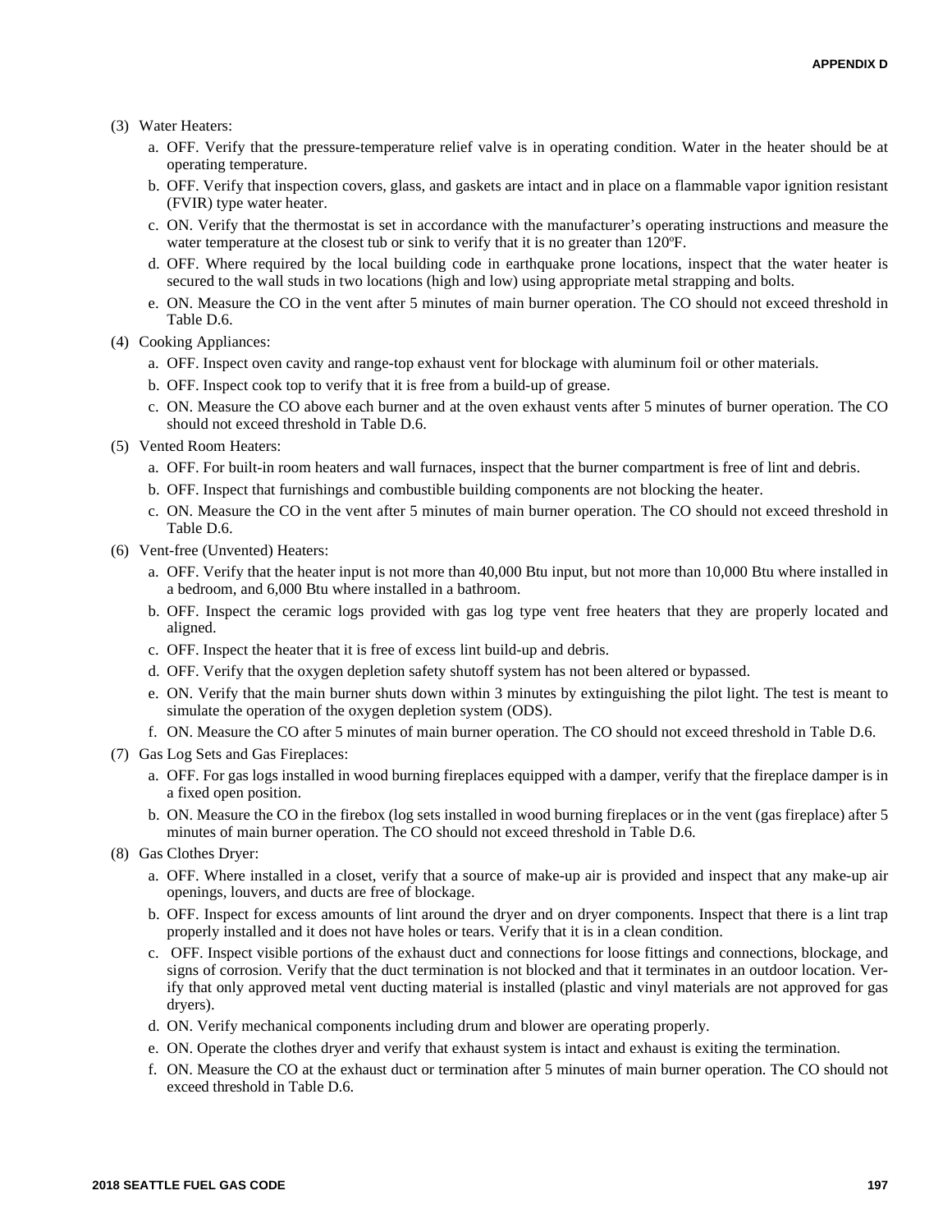(3) Water Heaters:

a. OFF. Verify that the pressure-temperature relief valve is in operating condition. Water in the heater should be at operating temperature.

b. OFF. Verify that inspection covers, glass, and gaskets are intact and in place on a flammable vapor ignition resistant (FVIR) type water heater.

c. ON. Verify that the thermostat is set in accordance with the manufacturer's operating instructions and measure the water temperature at the closest tub or sink to verify that it is no greater than 120ºF.

d. OFF. Where required by the local building code in earthquake prone locations, inspect that the water heater is secured to the wall studs in two locations (high and low) using appropriate metal strapping and bolts.

e. ON. Measure the CO in the vent after 5 minutes of main burner operation. The CO should not exceed threshold in Table D.6.

(4) Cooking Appliances:

a. OFF. Inspect oven cavity and range-top exhaust vent for blockage with aluminum foil or other materials.

b. OFF. Inspect cook top to verify that it is free from a build-up of grease.

c. ON. Measure the CO above each burner and at the oven exhaust vents after 5 minutes of burner operation. The CO should not exceed threshold in Table D.6.

(5) Vented Room Heaters:

a. OFF. For built-in room heaters and wall furnaces, inspect that the burner compartment is free of lint and debris.

b. OFF. Inspect that furnishings and combustible building components are not blocking the heater.

c. ON. Measure the CO in the vent after 5 minutes of main burner operation. The CO should not exceed threshold in Table D.6.

(6) Vent-free (Unvented) Heaters:

a. OFF. Verify that the heater input is not more than 40,000 Btu input, but not more than 10,000 Btu where installed in a bedroom, and 6,000 Btu where installed in a bathroom.

b. OFF. Inspect the ceramic logs provided with gas log type vent free heaters that they are properly located and aligned.

c. OFF. Inspect the heater that it is free of excess lint build-up and debris.

d. OFF. Verify that the oxygen depletion safety shutoff system has not been altered or bypassed.

e. ON. Verify that the main burner shuts down within 3 minutes by extinguishing the pilot light. The test is meant to simulate the operation of the oxygen depletion system (ODS).

f. ON. Measure the CO after 5 minutes of main burner operation. The CO should not exceed threshold in Table D.6.

(7) Gas Log Sets and Gas Fireplaces:

a. OFF. For gas logs installed in wood burning fireplaces equipped with a damper, verify that the fireplace damper is in a fixed open position.

b. ON. Measure the CO in the firebox (log sets installed in wood burning fireplaces or in the vent (gas fireplace) after 5 minutes of main burner operation. The CO should not exceed threshold in Table D.6.

(8) Gas Clothes Dryer:

a. OFF. Where installed in a closet, verify that a source of make-up air is provided and inspect that any make-up air openings, louvers, and ducts are free of blockage.

b. OFF. Inspect for excess amounts of lint around the dryer and on dryer components. Inspect that there is a lint trap properly installed and it does not have holes or tears. Verify that it is in a clean condition.

c. OFF. Inspect visible portions of the exhaust duct and connections for loose fittings and connections, blockage, and signs of corrosion. Verify that the duct termination is not blocked and that it terminates in an outdoor location. Verify that only approved metal vent ducting material is installed (plastic and vinyl materials are not approved for gas dryers).

d. ON. Verify mechanical components including drum and blower are operating properly.

e. ON. Operate the clothes dryer and verify that exhaust system is intact and exhaust is exiting the termination.

f. ON. Measure the CO at the exhaust duct or termination after 5 minutes of main burner operation. The CO should not exceed threshold in Table D.6.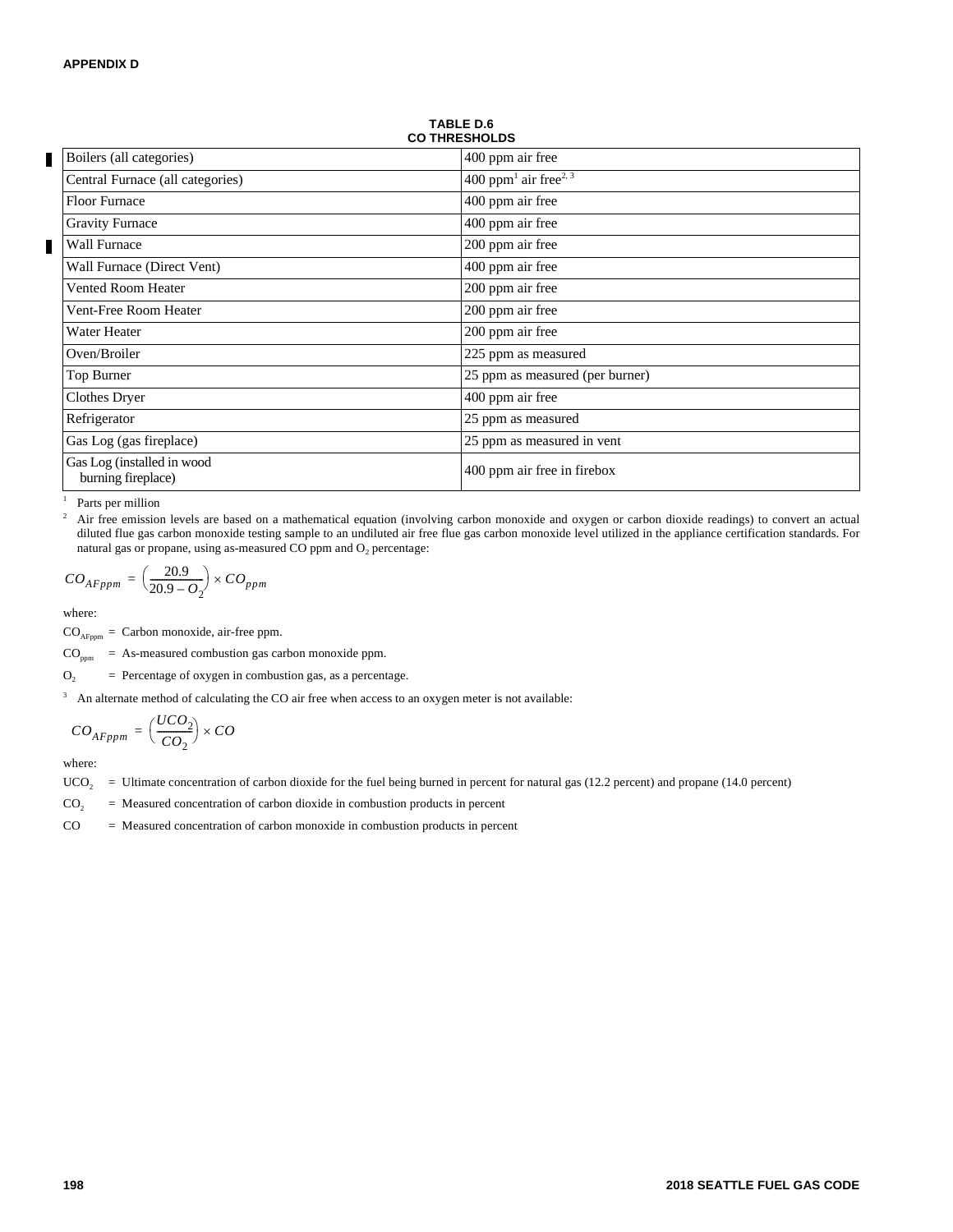**TABLE D.6**
**CO THRESHOLDS**

| | |
|---|---|
| Boilers (all categories) | 400 ppm air free |
| Central Furnace (all categories) | 400 ppm[1] air free[2, 3] |
| Floor Furnace | 400 ppm air free |
| Gravity Furnace | 400 ppm air free |
| Wall Furnace | 200 ppm air free |
| Wall Furnace (Direct Vent) | 400 ppm air free |
| Vented Room Heater | 200 ppm air free |
| Vent-Free Room Heater | 200 ppm air free |
| Water Heater | 200 ppm air free |
| Oven/Broiler | 225 ppm as measured |
| Top Burner | 25 ppm as measured (per burner) |
| Clothes Dryer | 400 ppm air free |
| Refrigerator | 25 ppm as measured |
| Gas Log (gas fireplace) | 25 ppm as measured in vent |
| Gas Log (installed in wood burning fireplace) | 400 ppm air free in firebox |

1. Parts per million
2. Air free emission levels are based on a mathematical equation (involving carbon monoxide and oxygen or carbon dioxide readings) to convert an actual diluted flue gas carbon monoxide testing sample to an undiluted air free flue gas carbon monoxide level utilized in the appliance certification standards. For natural gas or propane, using as-measured CO ppm and $O_2$ percentage:

$$CO_{AFppm} = \left(\frac{20.9}{20.9 - O_2}\right) \times CO_{ppm}$$

where:

$CO_{AFppm}$ = Carbon monoxide, air-free ppm.

$CO_{ppm}$ = As-measured combustion gas carbon monoxide ppm.

$O_2$ = Percentage of oxygen in combustion gas, as a percentage.

3. An alternate method of calculating the CO air free when access to an oxygen meter is not available:

$$CO_{AFppm} = \left(\frac{UCO_2}{CO_2}\right) \times CO$$

where:

$UCO_2$ = Ultimate concentration of carbon dioxide for the fuel being burned in percent for natural gas (12.2 percent) and propane (14.0 percent)

$CO_2$ = Measured concentration of carbon dioxide in combustion products in percent

CO = Measured concentration of carbon monoxide in combustion products in percent